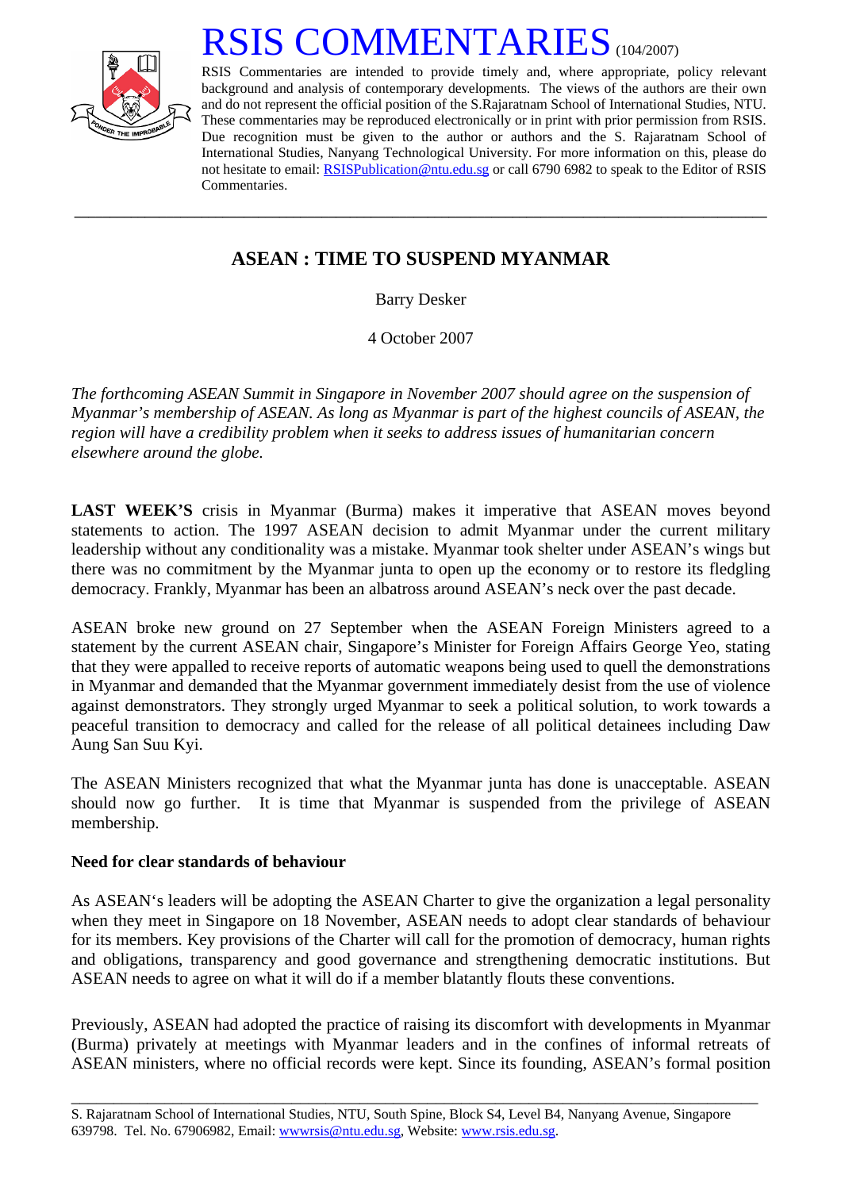# RSIS COMMENTARIES (104/2007)

RSIS Commentaries are intended to provide timely and, where appropriate, policy relevant background and analysis of contemporary developments. The views of the authors are their own and do not represent the official position of the S.Rajaratnam School of International Studies, NTU. These commentaries may be reproduced electronically or in print with prior permission from RSIS. Due recognition must be given to the author or authors and the S. Rajaratnam School of International Studies, Nanyang Technological University. For more information on this, please do not hesitate to email: RSISPublication@ntu.edu.sg or call 6790 6982 to speak to the Editor of RSIS Commentaries.

---

## ASEAN : TIME TO SUSPEND MYANMAR

Barry Desker

4 October 2007

*The forthcoming ASEAN Summit in Singapore in November 2007 should agree on the suspension of Myanmar's membership of ASEAN. As long as Myanmar is part of the highest councils of ASEAN, the region will have a credibility problem when it seeks to address issues of humanitarian concern elsewhere around the globe.*

**LAST WEEK'S** crisis in Myanmar (Burma) makes it imperative that ASEAN moves beyond statements to action. The 1997 ASEAN decision to admit Myanmar under the current military leadership without any conditionality was a mistake. Myanmar took shelter under ASEAN's wings but there was no commitment by the Myanmar junta to open up the economy or to restore its fledgling democracy. Frankly, Myanmar has been an albatross around ASEAN's neck over the past decade.

ASEAN broke new ground on 27 September when the ASEAN Foreign Ministers agreed to a statement by the current ASEAN chair, Singapore's Minister for Foreign Affairs George Yeo, stating that they were appalled to receive reports of automatic weapons being used to quell the demonstrations in Myanmar and demanded that the Myanmar government immediately desist from the use of violence against demonstrators. They strongly urged Myanmar to seek a political solution, to work towards a peaceful transition to democracy and called for the release of all political detainees including Daw Aung San Suu Kyi.

The ASEAN Ministers recognized that what the Myanmar junta has done is unacceptable. ASEAN should now go further. It is time that Myanmar is suspended from the privilege of ASEAN membership.

**Need for clear standards of behaviour**

As ASEAN's leaders will be adopting the ASEAN Charter to give the organization a legal personality when they meet in Singapore on 18 November, ASEAN needs to adopt clear standards of behaviour for its members. Key provisions of the Charter will call for the promotion of democracy, human rights and obligations, transparency and good governance and strengthening democratic institutions. But ASEAN needs to agree on what it will do if a member blatantly flouts these conventions.

Previously, ASEAN had adopted the practice of raising its discomfort with developments in Myanmar (Burma) privately at meetings with Myanmar leaders and in the confines of informal retreats of ASEAN ministers, where no official records were kept. Since its founding, ASEAN's formal position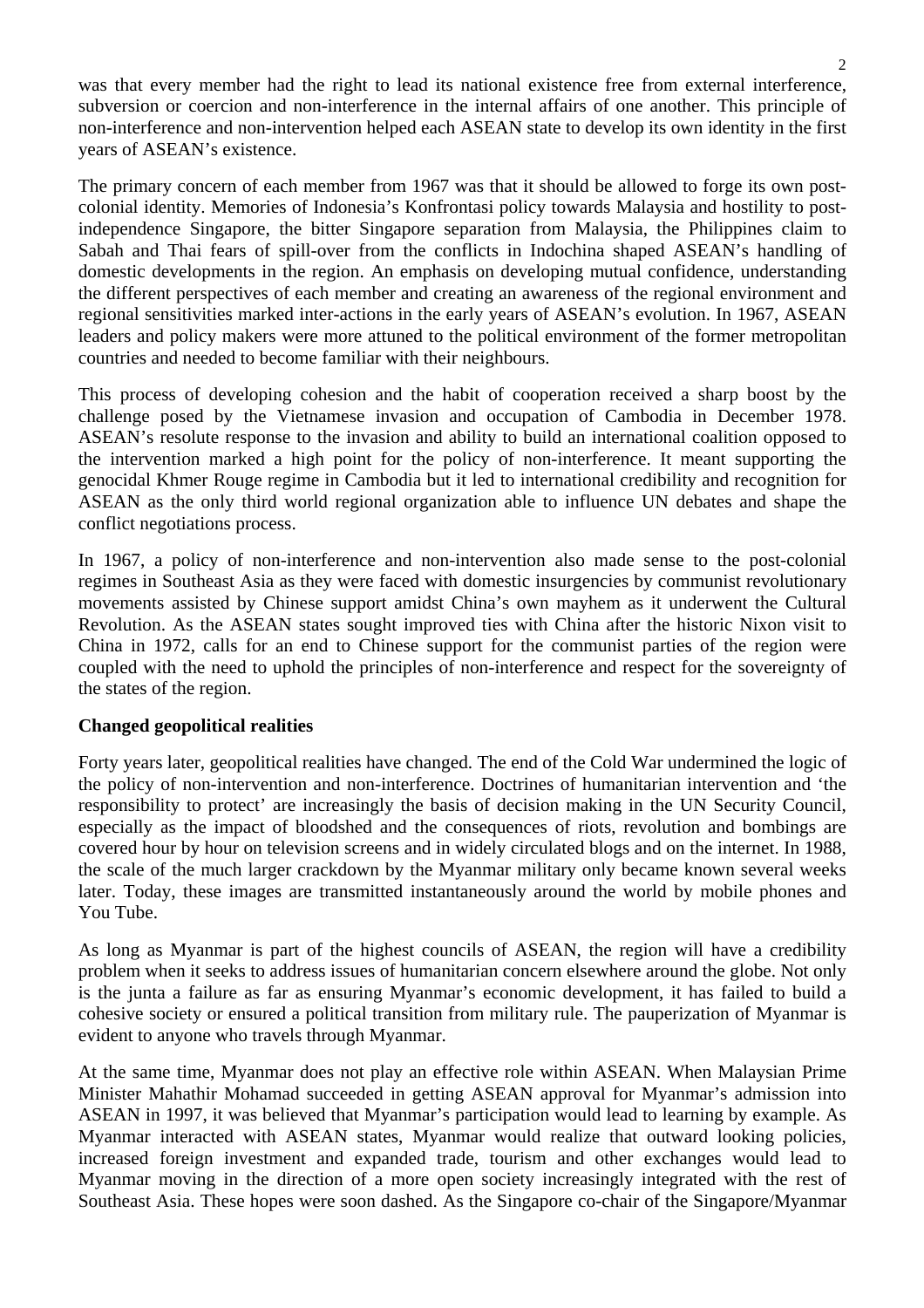was that every member had the right to lead its national existence free from external interference, subversion or coercion and non-interference in the internal affairs of one another. This principle of non-interference and non-intervention helped each ASEAN state to develop its own identity in the first years of ASEAN's existence.

The primary concern of each member from 1967 was that it should be allowed to forge its own post-colonial identity. Memories of Indonesia's Konfrontasi policy towards Malaysia and hostility to post-independence Singapore, the bitter Singapore separation from Malaysia, the Philippines claim to Sabah and Thai fears of spill-over from the conflicts in Indochina shaped ASEAN's handling of domestic developments in the region. An emphasis on developing mutual confidence, understanding the different perspectives of each member and creating an awareness of the regional environment and regional sensitivities marked inter-actions in the early years of ASEAN's evolution. In 1967, ASEAN leaders and policy makers were more attuned to the political environment of the former metropolitan countries and needed to become familiar with their neighbours.

This process of developing cohesion and the habit of cooperation received a sharp boost by the challenge posed by the Vietnamese invasion and occupation of Cambodia in December 1978. ASEAN's resolute response to the invasion and ability to build an international coalition opposed to the intervention marked a high point for the policy of non-interference. It meant supporting the genocidal Khmer Rouge regime in Cambodia but it led to international credibility and recognition for ASEAN as the only third world regional organization able to influence UN debates and shape the conflict negotiations process.

In 1967, a policy of non-interference and non-intervention also made sense to the post-colonial regimes in Southeast Asia as they were faced with domestic insurgencies by communist revolutionary movements assisted by Chinese support amidst China's own mayhem as it underwent the Cultural Revolution. As the ASEAN states sought improved ties with China after the historic Nixon visit to China in 1972, calls for an end to Chinese support for the communist parties of the region were coupled with the need to uphold the principles of non-interference and respect for the sovereignty of the states of the region.

**Changed geopolitical realities**

Forty years later, geopolitical realities have changed. The end of the Cold War undermined the logic of the policy of non-intervention and non-interference. Doctrines of humanitarian intervention and 'the responsibility to protect' are increasingly the basis of decision making in the UN Security Council, especially as the impact of bloodshed and the consequences of riots, revolution and bombings are covered hour by hour on television screens and in widely circulated blogs and on the internet. In 1988, the scale of the much larger crackdown by the Myanmar military only became known several weeks later. Today, these images are transmitted instantaneously around the world by mobile phones and You Tube.

As long as Myanmar is part of the highest councils of ASEAN, the region will have a credibility problem when it seeks to address issues of humanitarian concern elsewhere around the globe. Not only is the junta a failure as far as ensuring Myanmar's economic development, it has failed to build a cohesive society or ensured a political transition from military rule. The pauperization of Myanmar is evident to anyone who travels through Myanmar.

At the same time, Myanmar does not play an effective role within ASEAN. When Malaysian Prime Minister Mahathir Mohamad succeeded in getting ASEAN approval for Myanmar's admission into ASEAN in 1997, it was believed that Myanmar's participation would lead to learning by example. As Myanmar interacted with ASEAN states, Myanmar would realize that outward looking policies, increased foreign investment and expanded trade, tourism and other exchanges would lead to Myanmar moving in the direction of a more open society increasingly integrated with the rest of Southeast Asia. These hopes were soon dashed. As the Singapore co-chair of the Singapore/Myanmar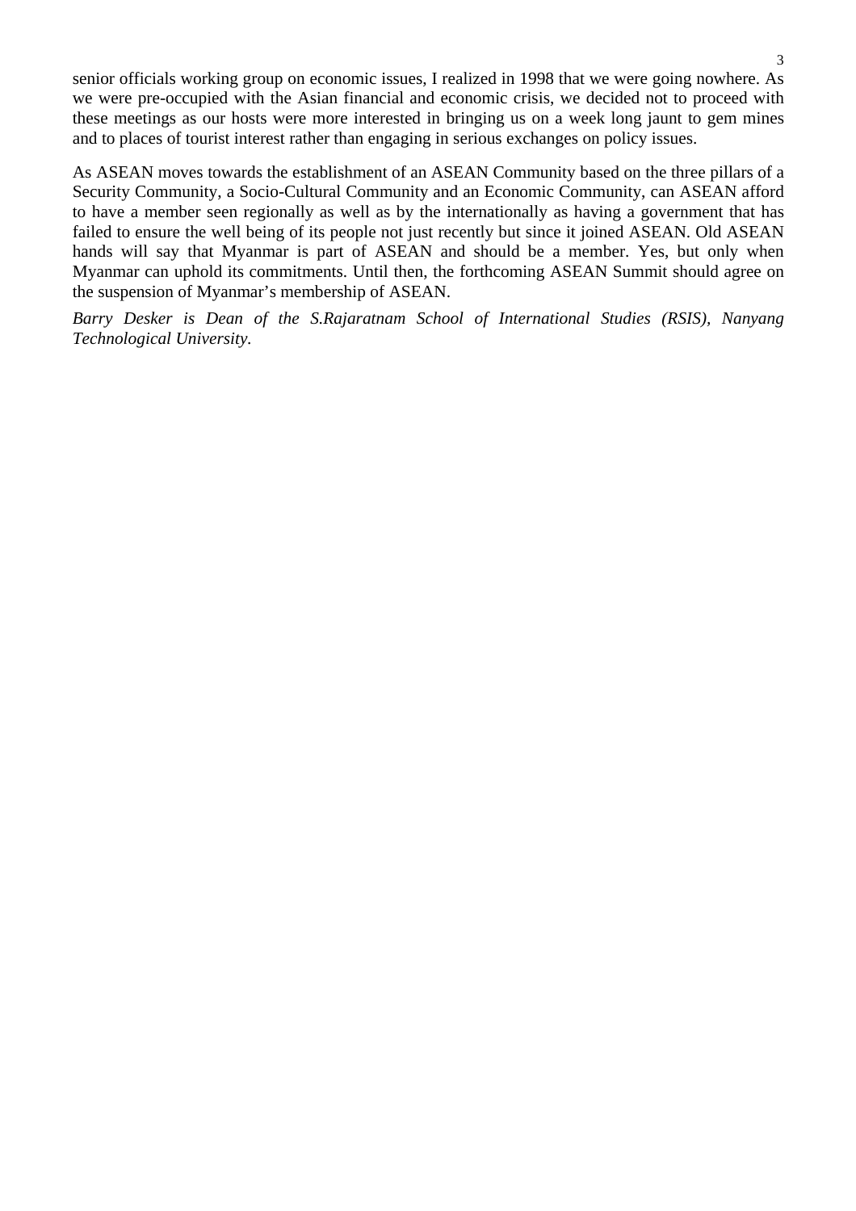senior officials working group on economic issues, I realized in 1998 that we were going nowhere. As we were pre-occupied with the Asian financial and economic crisis, we decided not to proceed with these meetings as our hosts were more interested in bringing us on a week long jaunt to gem mines and to places of tourist interest rather than engaging in serious exchanges on policy issues.

As ASEAN moves towards the establishment of an ASEAN Community based on the three pillars of a Security Community, a Socio-Cultural Community and an Economic Community, can ASEAN afford to have a member seen regionally as well as by the internationally as having a government that has failed to ensure the well being of its people not just recently but since it joined ASEAN. Old ASEAN hands will say that Myanmar is part of ASEAN and should be a member. Yes, but only when Myanmar can uphold its commitments. Until then, the forthcoming ASEAN Summit should agree on the suspension of Myanmar's membership of ASEAN.

*Barry Desker is Dean of the S.Rajaratnam School of International Studies (RSIS), Nanyang Technological University.*